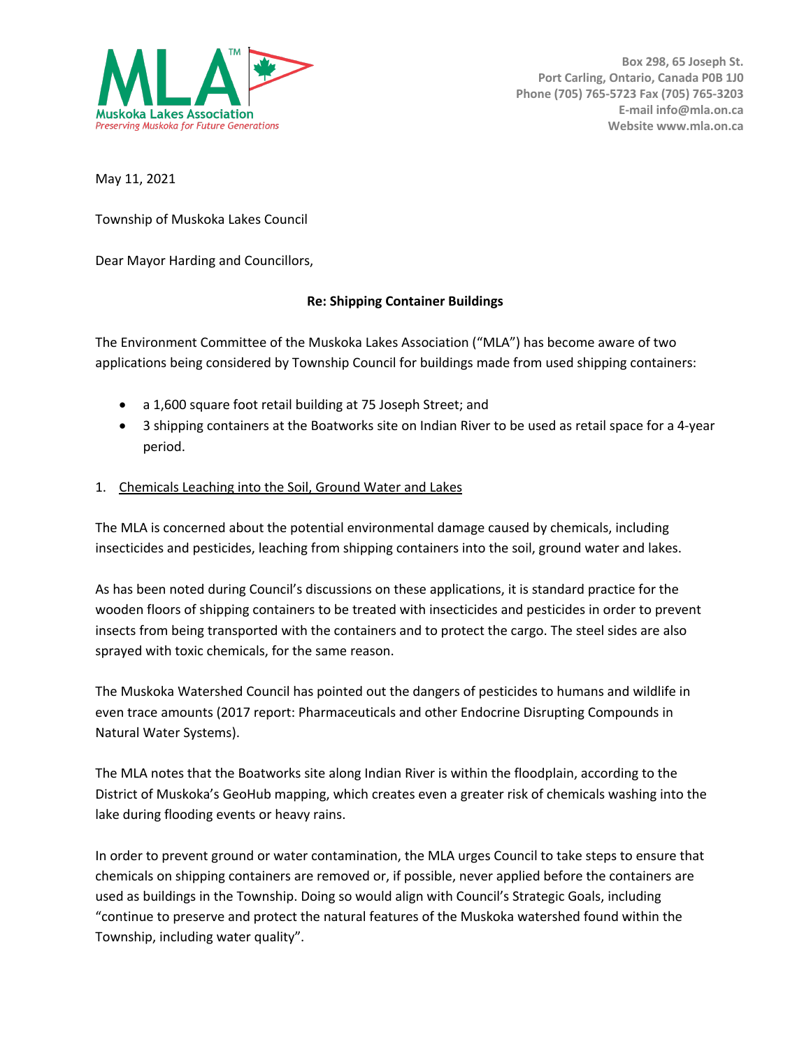Muskoka Lakes Association
*Preserving Muskoka for Future Generations*

Box 298, 65 Joseph St.
Port Carling, Ontario, Canada P0B 1J0
Phone (705) 765-5723 Fax (705) 765-3203
E-mail info@mla.on.ca
Website www.mla.on.ca

May 11, 2021

Township of Muskoka Lakes Council

Dear Mayor Harding and Councillors,

**Re: Shipping Container Buildings**

The Environment Committee of the Muskoka Lakes Association ("MLA") has become aware of two applications being considered by Township Council for buildings made from used shipping containers:

- a 1,600 square foot retail building at 75 Joseph Street; and
- 3 shipping containers at the Boatworks site on Indian River to be used as retail space for a 4-year period.

1. Chemicals Leaching into the Soil, Ground Water and Lakes

The MLA is concerned about the potential environmental damage caused by chemicals, including insecticides and pesticides, leaching from shipping containers into the soil, ground water and lakes.

As has been noted during Council's discussions on these applications, it is standard practice for the wooden floors of shipping containers to be treated with insecticides and pesticides in order to prevent insects from being transported with the containers and to protect the cargo. The steel sides are also sprayed with toxic chemicals, for the same reason.

The Muskoka Watershed Council has pointed out the dangers of pesticides to humans and wildlife in even trace amounts (2017 report: Pharmaceuticals and other Endocrine Disrupting Compounds in Natural Water Systems).

The MLA notes that the Boatworks site along Indian River is within the floodplain, according to the District of Muskoka's GeoHub mapping, which creates even a greater risk of chemicals washing into the lake during flooding events or heavy rains.

In order to prevent ground or water contamination, the MLA urges Council to take steps to ensure that chemicals on shipping containers are removed or, if possible, never applied before the containers are used as buildings in the Township. Doing so would align with Council's Strategic Goals, including "continue to preserve and protect the natural features of the Muskoka watershed found within the Township, including water quality".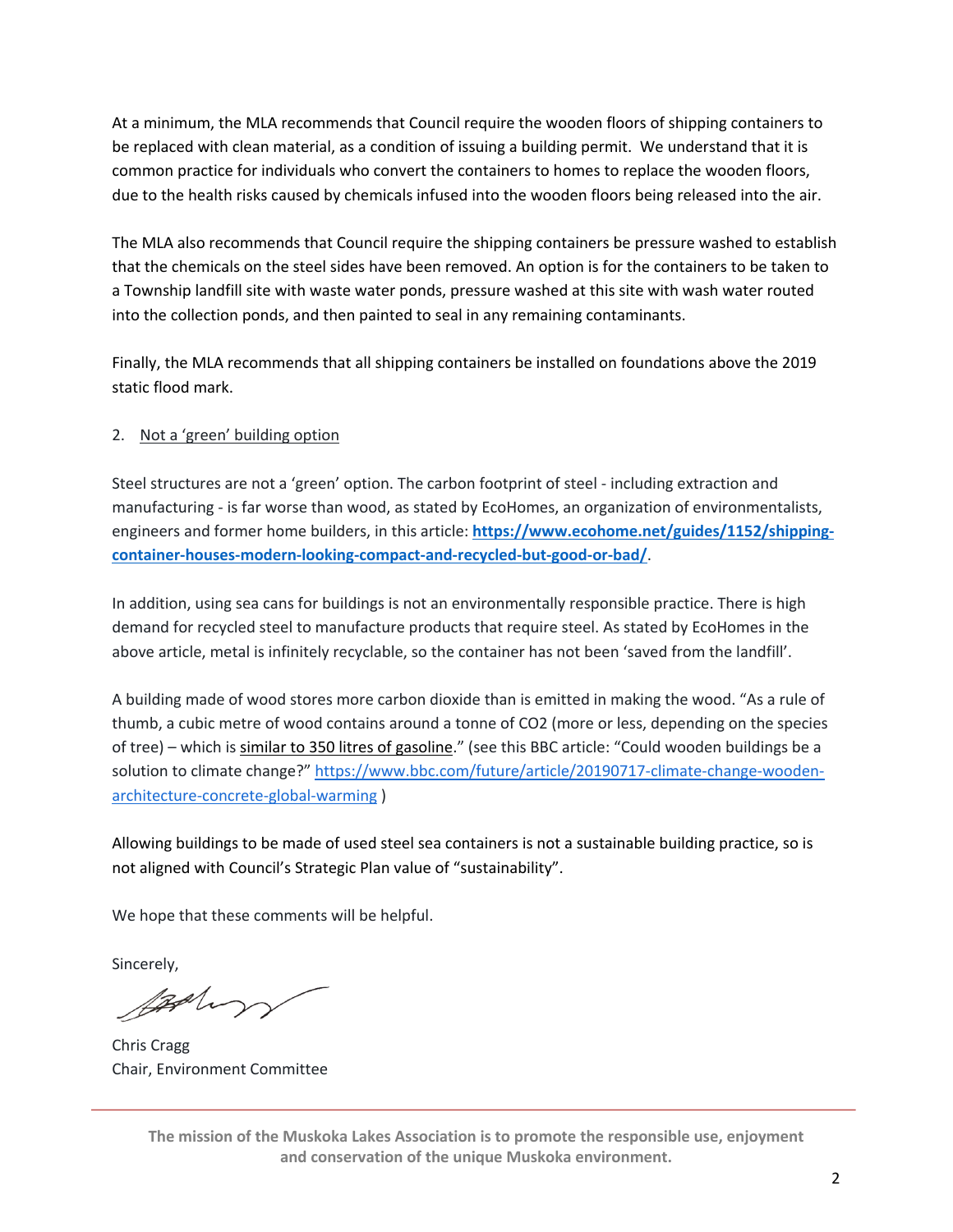At a minimum, the MLA recommends that Council require the wooden floors of shipping containers to be replaced with clean material, as a condition of issuing a building permit. We understand that it is common practice for individuals who convert the containers to homes to replace the wooden floors, due to the health risks caused by chemicals infused into the wooden floors being released into the air.

The MLA also recommends that Council require the shipping containers be pressure washed to establish that the chemicals on the steel sides have been removed. An option is for the containers to be taken to a Township landfill site with waste water ponds, pressure washed at this site with wash water routed into the collection ponds, and then painted to seal in any remaining contaminants.

Finally, the MLA recommends that all shipping containers be installed on foundations above the 2019 static flood mark.

2. <u>Not a 'green' building option</u>

Steel structures are not a 'green' option. The carbon footprint of steel - including extraction and manufacturing - is far worse than wood, as stated by EcoHomes, an organization of environmentalists, engineers and former home builders, in this article: **https://www.ecohome.net/guides/1152/shipping-container-houses-modern-looking-compact-and-recycled-but-good-or-bad/**.

In addition, using sea cans for buildings is not an environmentally responsible practice. There is high demand for recycled steel to manufacture products that require steel. As stated by EcoHomes in the above article, metal is infinitely recyclable, so the container has not been 'saved from the landfill'.

A building made of wood stores more carbon dioxide than is emitted in making the wood. "As a rule of thumb, a cubic metre of wood contains around a tonne of $CO_2$ (more or less, depending on the species of tree) – which is <u>similar to 350 litres of gasoline</u>." (see this BBC article: "Could wooden buildings be a solution to climate change?" https://www.bbc.com/future/article/20190717-climate-change-wooden-architecture-concrete-global-warming )

Allowing buildings to be made of used steel sea containers is not a sustainable building practice, so is not aligned with Council's Strategic Plan value of "sustainability".

We hope that these comments will be helpful.

Sincerely,

Chris Cragg
Chair, Environment Committee

**The mission of the Muskoka Lakes Association is to promote the responsible use, enjoyment and conservation of the unique Muskoka environment.**